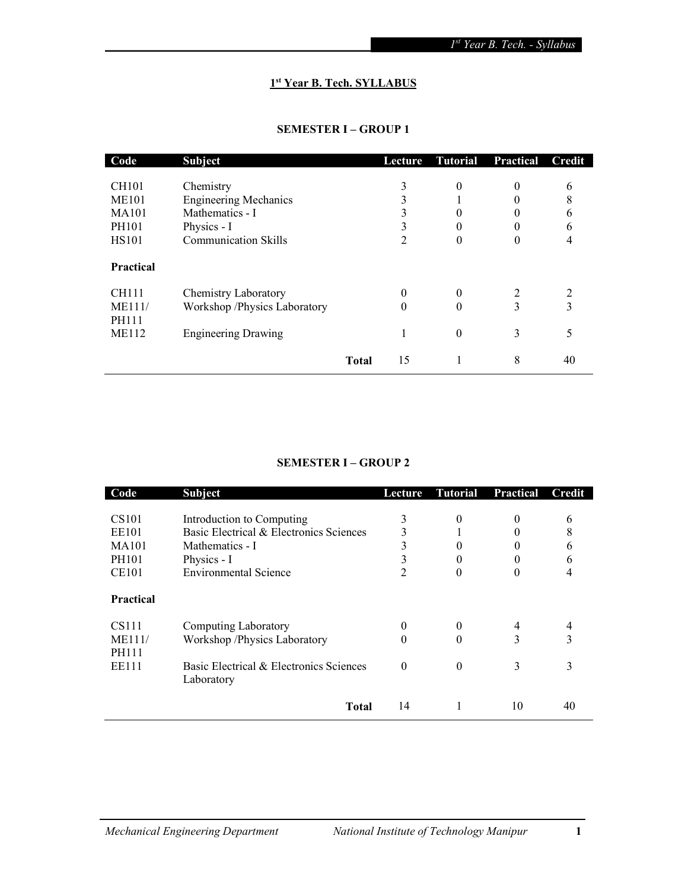# 1st Year B. Tech. SYLLABUS

## SEMESTER I – GROUP 1

| Code | Subject | Lecture | Tutorial | Practical | Credit |
|---|---|---|---|---|---|
| CH101 | Chemistry | 3 | 0 | 0 | 6 |
| ME101 | Engineering Mechanics | 3 | 1 | 0 | 8 |
| MA101 | Mathematics - I | 3 | 0 | 0 | 6 |
| PH101 | Physics - I | 3 | 0 | 0 | 6 |
| HS101 | Communication Skills | 2 | 0 | 0 | 4 |
| **Practical** | | | | | |
| CH111 | Chemistry Laboratory | 0 | 0 | 2 | 2 |
| ME111/ PH111 | Workshop /Physics Laboratory | 0 | 0 | 3 | 3 |
| ME112 | Engineering Drawing | 1 | 0 | 3 | 5 |
| | **Total** | 15 | 1 | 8 | 40 |

## SEMESTER I – GROUP 2

| Code | Subject | Lecture | Tutorial | Practical | Credit |
|---|---|---|---|---|---|
| CS101 | Introduction to Computing | 3 | 0 | 0 | 6 |
| EE101 | Basic Electrical & Electronics Sciences | 3 | 1 | 0 | 8 |
| MA101 | Mathematics - I | 3 | 0 | 0 | 6 |
| PH101 | Physics - I | 3 | 0 | 0 | 6 |
| CE101 | Environmental Science | 2 | 0 | 0 | 4 |
| **Practical** | | | | | |
| CS111 | Computing Laboratory | 0 | 0 | 4 | 4 |
| ME111/ PH111 | Workshop /Physics Laboratory | 0 | 0 | 3 | 3 |
| EE111 | Basic Electrical & Electronics Sciences Laboratory | 0 | 0 | 3 | 3 |
| | **Total** | 14 | 1 | 10 | 40 |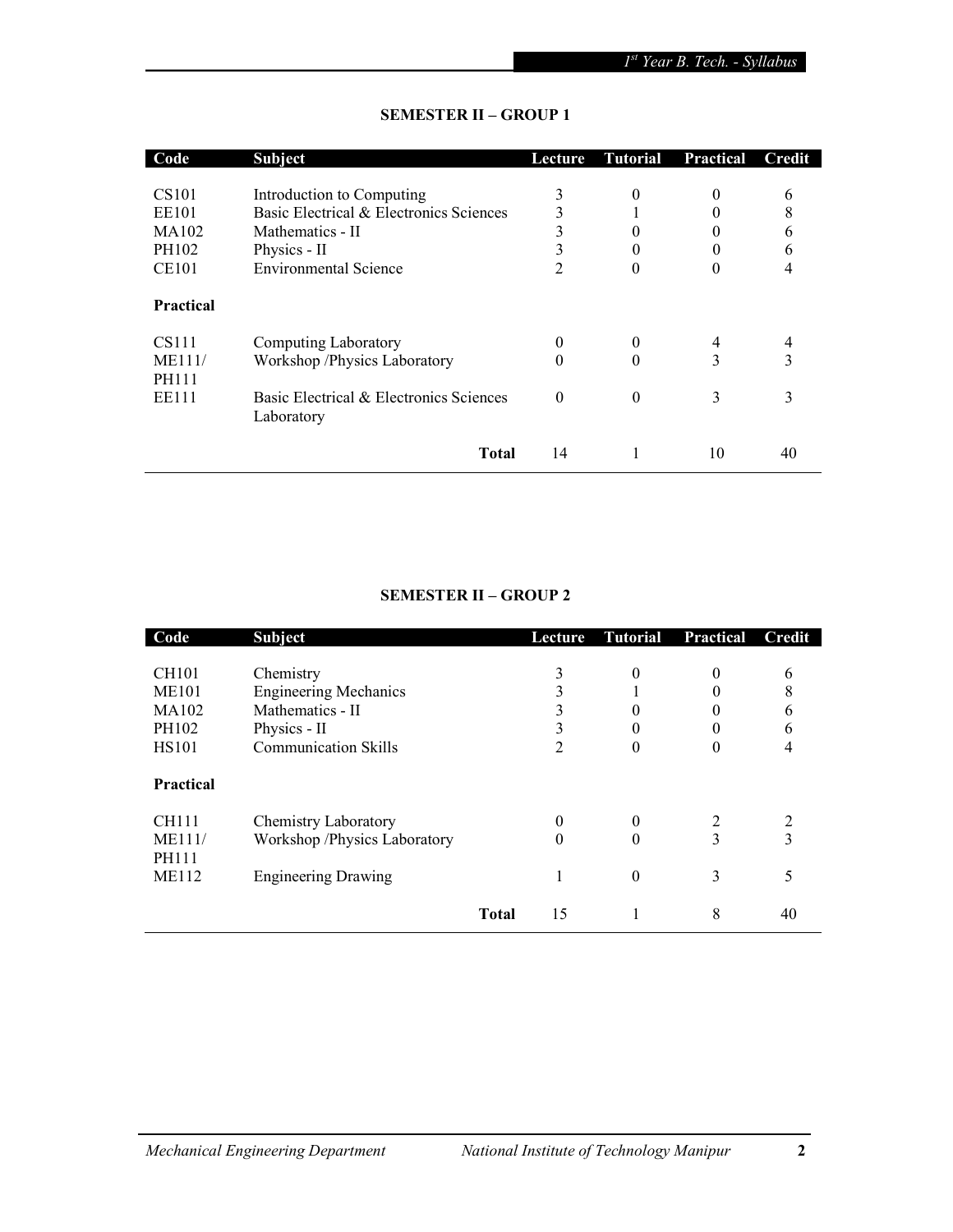## SEMESTER II – GROUP 1

| Code | Subject | Lecture | Tutorial | Practical | Credit |
|---|---|---|---|---|---|
| CS101 | Introduction to Computing | 3 | 0 | 0 | 6 |
| EE101 | Basic Electrical & Electronics Sciences | 3 | 1 | 0 | 8 |
| MA102 | Mathematics - II | 3 | 0 | 0 | 6 |
| PH102 | Physics - II | 3 | 0 | 0 | 6 |
| CE101 | Environmental Science | 2 | 0 | 0 | 4 |
| **Practical** | | | | | |
| CS111 | Computing Laboratory | 0 | 0 | 4 | 4 |
| ME111/ PH111 | Workshop /Physics Laboratory | 0 | 0 | 3 | 3 |
| EE111 | Basic Electrical & Electronics Sciences Laboratory | 0 | 0 | 3 | 3 |
| | **Total** | 14 | 1 | 10 | 40 |

## SEMESTER II – GROUP 2

| Code | Subject | Lecture | Tutorial | Practical | Credit |
|---|---|---|---|---|---|
| CH101 | Chemistry | 3 | 0 | 0 | 6 |
| ME101 | Engineering Mechanics | 3 | 1 | 0 | 8 |
| MA102 | Mathematics - II | 3 | 0 | 0 | 6 |
| PH102 | Physics - II | 3 | 0 | 0 | 6 |
| HS101 | Communication Skills | 2 | 0 | 0 | 4 |
| **Practical** | | | | | |
| CH111 | Chemistry Laboratory | 0 | 0 | 2 | 2 |
| ME111/ PH111 | Workshop /Physics Laboratory | 0 | 0 | 3 | 3 |
| ME112 | Engineering Drawing | 1 | 0 | 3 | 5 |
| | **Total** | 15 | 1 | 8 | 40 |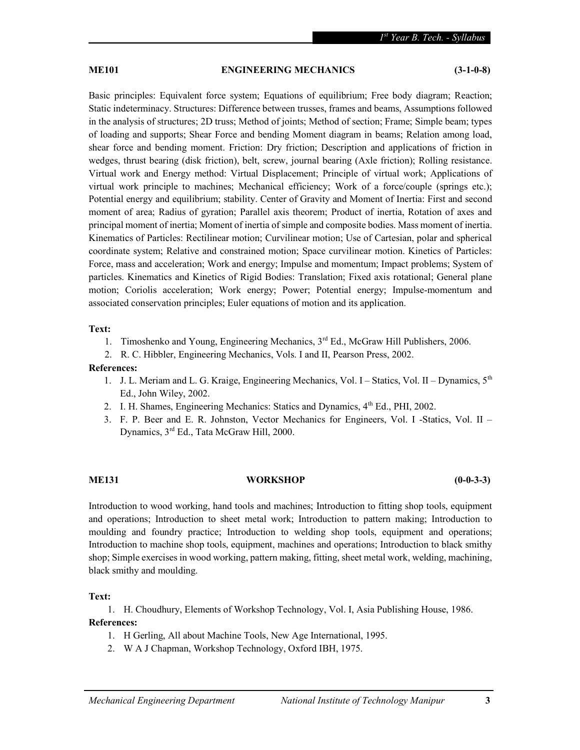## ME101 ENGINEERING MECHANICS (3-1-0-8)

Basic principles: Equivalent force system; Equations of equilibrium; Free body diagram; Reaction; Static indeterminacy. Structures: Difference between trusses, frames and beams, Assumptions followed in the analysis of structures; 2D truss; Method of joints; Method of section; Frame; Simple beam; types of loading and supports; Shear Force and bending Moment diagram in beams; Relation among load, shear force and bending moment. Friction: Dry friction; Description and applications of friction in wedges, thrust bearing (disk friction), belt, screw, journal bearing (Axle friction); Rolling resistance. Virtual work and Energy method: Virtual Displacement; Principle of virtual work; Applications of virtual work principle to machines; Mechanical efficiency; Work of a force/couple (springs etc.); Potential energy and equilibrium; stability. Center of Gravity and Moment of Inertia: First and second moment of area; Radius of gyration; Parallel axis theorem; Product of inertia, Rotation of axes and principal moment of inertia; Moment of inertia of simple and composite bodies. Mass moment of inertia. Kinematics of Particles: Rectilinear motion; Curvilinear motion; Use of Cartesian, polar and spherical coordinate system; Relative and constrained motion; Space curvilinear motion. Kinetics of Particles: Force, mass and acceleration; Work and energy; Impulse and momentum; Impact problems; System of particles. Kinematics and Kinetics of Rigid Bodies: Translation; Fixed axis rotational; General plane motion; Coriolis acceleration; Work energy; Power; Potential energy; Impulse-momentum and associated conservation principles; Euler equations of motion and its application.

**Text:**

1. Timoshenko and Young, Engineering Mechanics, 3rd Ed., McGraw Hill Publishers, 2006.
2. R. C. Hibbler, Engineering Mechanics, Vols. I and II, Pearson Press, 2002.

**References:**

1. J. L. Meriam and L. G. Kraige, Engineering Mechanics, Vol. I – Statics, Vol. II – Dynamics, 5th Ed., John Wiley, 2002.
2. I. H. Shames, Engineering Mechanics: Statics and Dynamics, 4th Ed., PHI, 2002.
3. F. P. Beer and E. R. Johnston, Vector Mechanics for Engineers, Vol. I -Statics, Vol. II – Dynamics, 3rd Ed., Tata McGraw Hill, 2000.

## ME131 WORKSHOP (0-0-3-3)

Introduction to wood working, hand tools and machines; Introduction to fitting shop tools, equipment and operations; Introduction to sheet metal work; Introduction to pattern making; Introduction to moulding and foundry practice; Introduction to welding shop tools, equipment and operations; Introduction to machine shop tools, equipment, machines and operations; Introduction to black smithy shop; Simple exercises in wood working, pattern making, fitting, sheet metal work, welding, machining, black smithy and moulding.

**Text:**

1. H. Choudhury, Elements of Workshop Technology, Vol. I, Asia Publishing House, 1986.

**References:**

1. H Gerling, All about Machine Tools, New Age International, 1995.
2. W A J Chapman, Workshop Technology, Oxford IBH, 1975.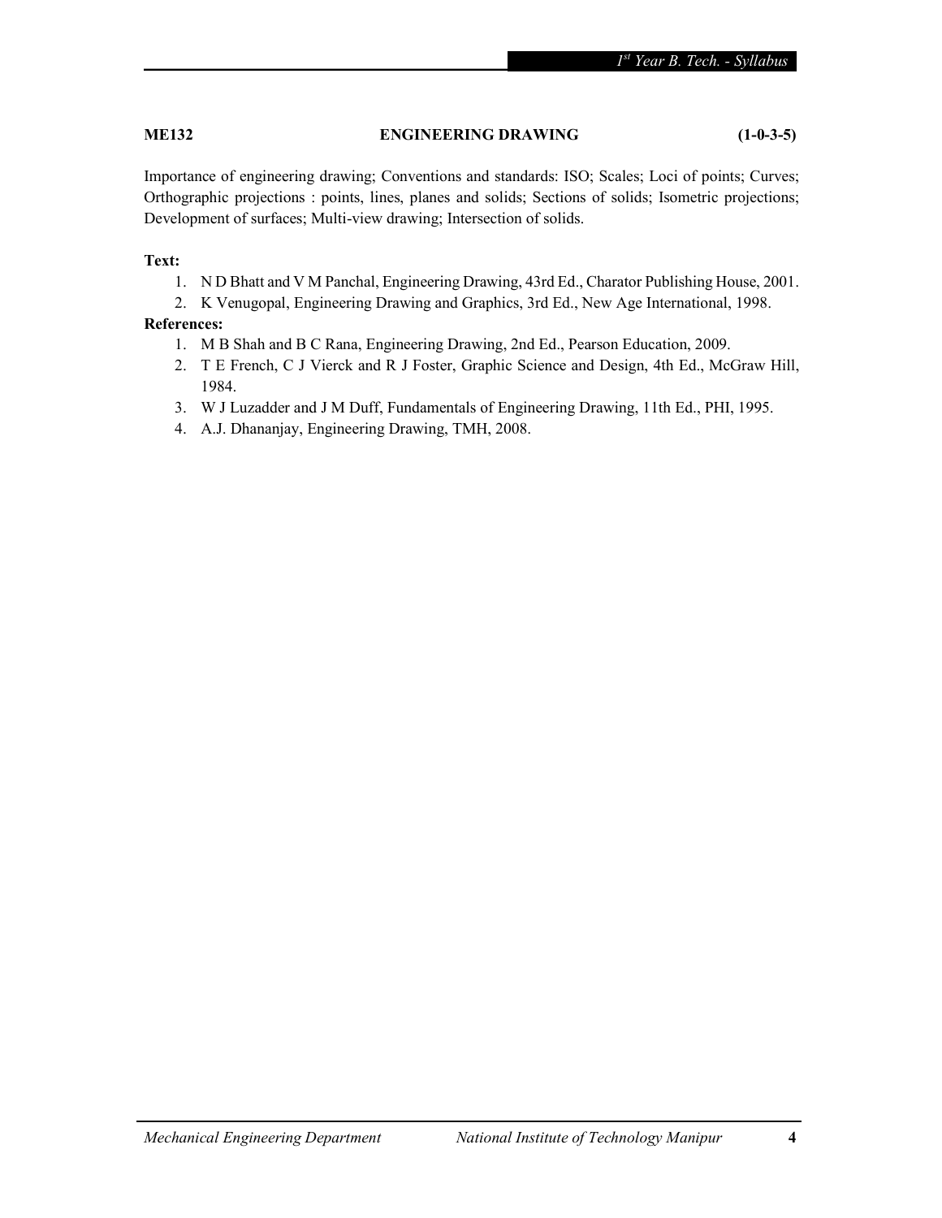**ME132 ENGINEERING DRAWING (1-0-3-5)**

Importance of engineering drawing; Conventions and standards: ISO; Scales; Loci of points; Curves; Orthographic projections : points, lines, planes and solids; Sections of solids; Isometric projections; Development of surfaces; Multi-view drawing; Intersection of solids.

**Text:**

1. N D Bhatt and V M Panchal, Engineering Drawing, 43rd Ed., Charator Publishing House, 2001.
2. K Venugopal, Engineering Drawing and Graphics, 3rd Ed., New Age International, 1998.

**References:**

1. M B Shah and B C Rana, Engineering Drawing, 2nd Ed., Pearson Education, 2009.
2. T E French, C J Vierck and R J Foster, Graphic Science and Design, 4th Ed., McGraw Hill, 1984.
3. W J Luzadder and J M Duff, Fundamentals of Engineering Drawing, 11th Ed., PHI, 1995.
4. A.J. Dhananjay, Engineering Drawing, TMH, 2008.